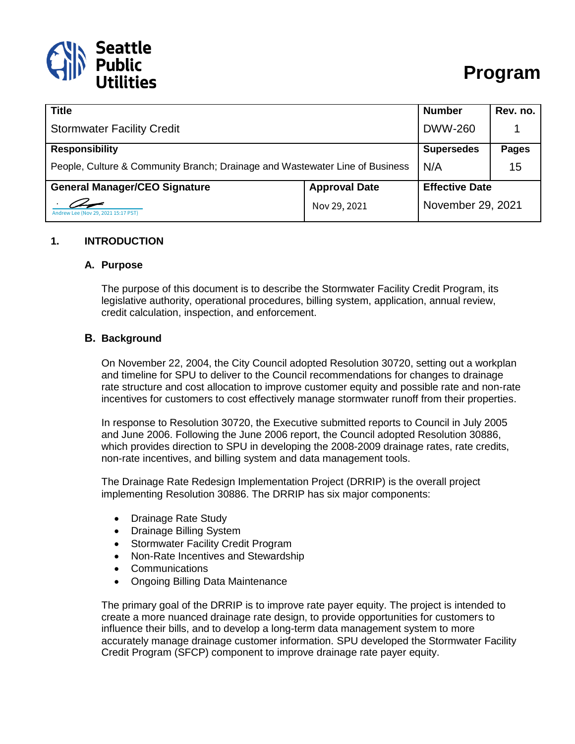Seattle Public Utilities

# Program

| Title | | Number | Rev. no. |
|---|---|---|---|
| Stormwater Facility Credit | | DWW-260 | 1 |
| **Responsibility** | | **Supersedes** | **Pages** |
| People, Culture & Community Branch; Drainage and Wastewater Line of Business | | N/A | 15 |
| **General Manager/CEO Signature** | **Approval Date** | **Effective Date** | |
| Andrew Lee (Nov 29, 2021 15:17 PST) | Nov 29, 2021 | November 29, 2021 | |

## 1. INTRODUCTION

### A. Purpose

The purpose of this document is to describe the Stormwater Facility Credit Program, its legislative authority, operational procedures, billing system, application, annual review, credit calculation, inspection, and enforcement.

### B. Background

On November 22, 2004, the City Council adopted Resolution 30720, setting out a workplan and timeline for SPU to deliver to the Council recommendations for changes to drainage rate structure and cost allocation to improve customer equity and possible rate and non-rate incentives for customers to cost effectively manage stormwater runoff from their properties.

In response to Resolution 30720, the Executive submitted reports to Council in July 2005 and June 2006. Following the June 2006 report, the Council adopted Resolution 30886, which provides direction to SPU in developing the 2008-2009 drainage rates, rate credits, non-rate incentives, and billing system and data management tools.

The Drainage Rate Redesign Implementation Project (DRRIP) is the overall project implementing Resolution 30886. The DRRIP has six major components:

- Drainage Rate Study
- Drainage Billing System
- Stormwater Facility Credit Program
- Non-Rate Incentives and Stewardship
- Communications
- Ongoing Billing Data Maintenance

The primary goal of the DRRIP is to improve rate payer equity. The project is intended to create a more nuanced drainage rate design, to provide opportunities for customers to influence their bills, and to develop a long-term data management system to more accurately manage drainage customer information. SPU developed the Stormwater Facility Credit Program (SFCP) component to improve drainage rate payer equity.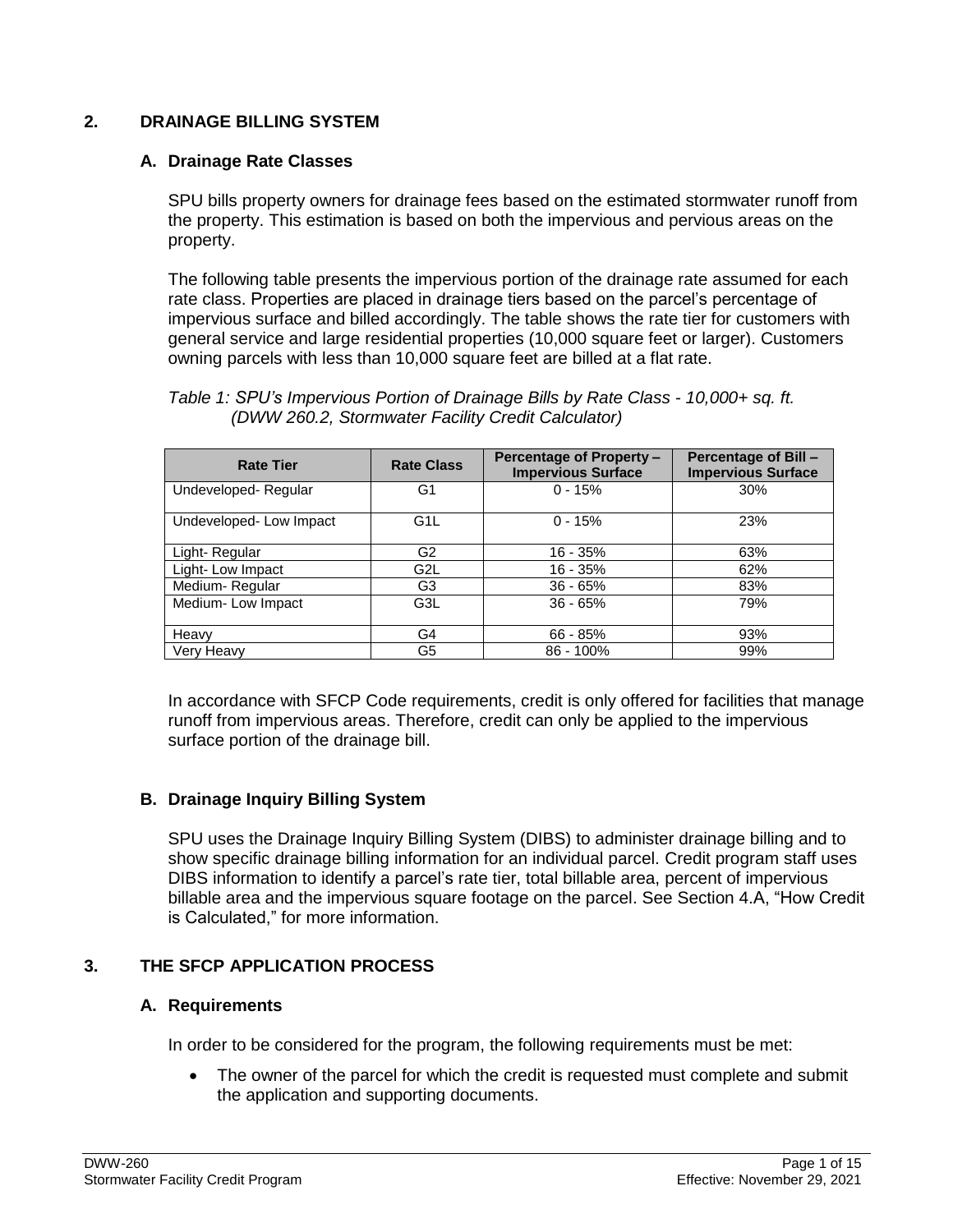## 2. DRAINAGE BILLING SYSTEM

### A. Drainage Rate Classes

SPU bills property owners for drainage fees based on the estimated stormwater runoff from the property. This estimation is based on both the impervious and pervious areas on the property.

The following table presents the impervious portion of the drainage rate assumed for each rate class. Properties are placed in drainage tiers based on the parcel's percentage of impervious surface and billed accordingly. The table shows the rate tier for customers with general service and large residential properties (10,000 square feet or larger). Customers owning parcels with less than 10,000 square feet are billed at a flat rate.

*Table 1: SPU's Impervious Portion of Drainage Bills by Rate Class - 10,000+ sq. ft. (DWW 260.2, Stormwater Facility Credit Calculator)*

| Rate Tier | Rate Class | Percentage of Property – Impervious Surface | Percentage of Bill – Impervious Surface |
|---|---|---|---|
| Undeveloped- Regular | G1 | 0 - 15% | 30% |
| Undeveloped- Low Impact | G1L | 0 - 15% | 23% |
| Light- Regular | G2 | 16 - 35% | 63% |
| Light- Low Impact | G2L | 16 - 35% | 62% |
| Medium- Regular | G3 | 36 - 65% | 83% |
| Medium- Low Impact | G3L | 36 - 65% | 79% |
| Heavy | G4 | 66 - 85% | 93% |
| Very Heavy | G5 | 86 - 100% | 99% |

In accordance with SFCP Code requirements, credit is only offered for facilities that manage runoff from impervious areas. Therefore, credit can only be applied to the impervious surface portion of the drainage bill.

### B. Drainage Inquiry Billing System

SPU uses the Drainage Inquiry Billing System (DIBS) to administer drainage billing and to show specific drainage billing information for an individual parcel. Credit program staff uses DIBS information to identify a parcel's rate tier, total billable area, percent of impervious billable area and the impervious square footage on the parcel. See Section 4.A, "How Credit is Calculated," for more information.

## 3. THE SFCP APPLICATION PROCESS

### A. Requirements

In order to be considered for the program, the following requirements must be met:

- The owner of the parcel for which the credit is requested must complete and submit the application and supporting documents.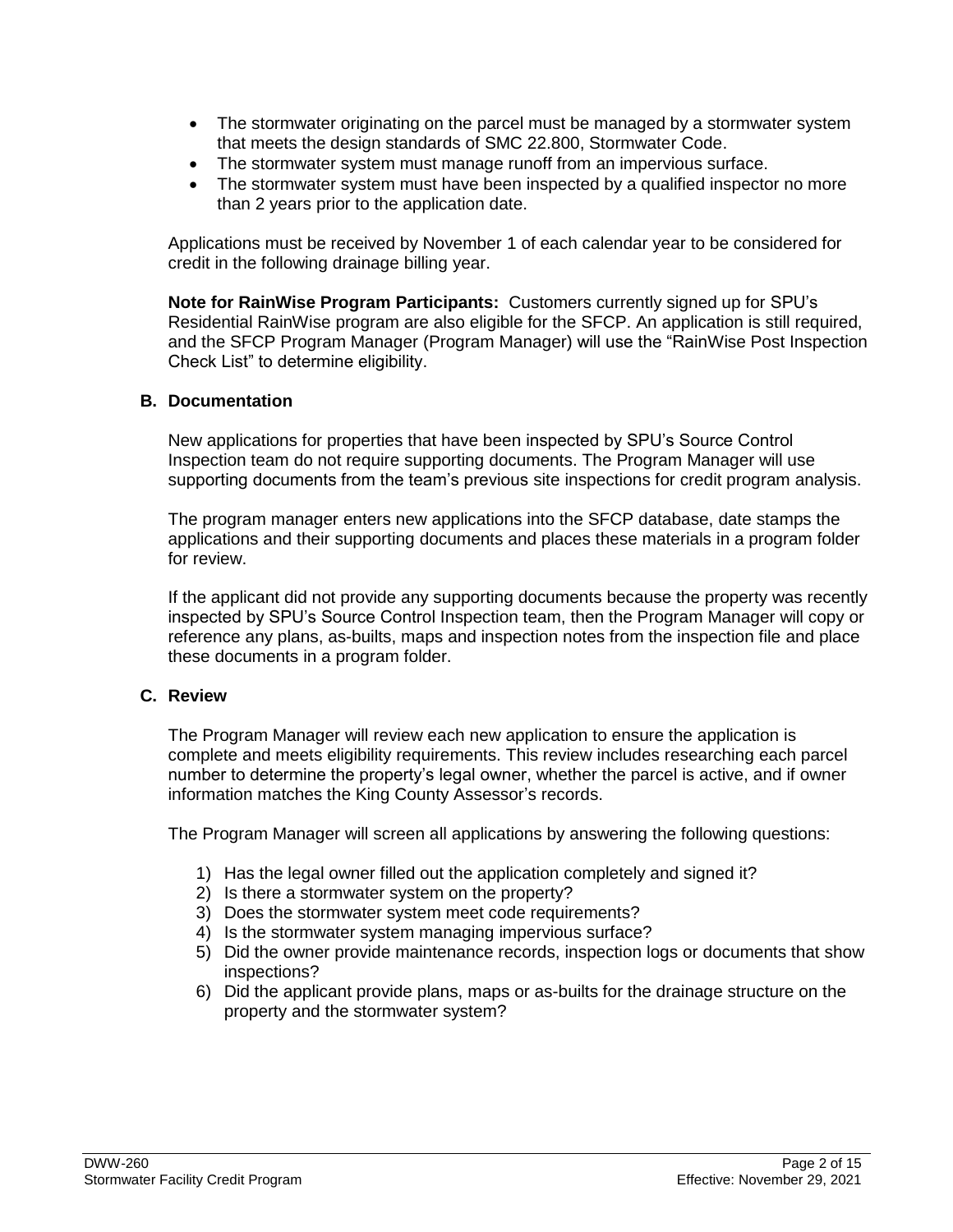- The stormwater originating on the parcel must be managed by a stormwater system that meets the design standards of SMC 22.800, Stormwater Code.
- The stormwater system must manage runoff from an impervious surface.
- The stormwater system must have been inspected by a qualified inspector no more than 2 years prior to the application date.

Applications must be received by November 1 of each calendar year to be considered for credit in the following drainage billing year.

**Note for RainWise Program Participants:** Customers currently signed up for SPU's Residential RainWise program are also eligible for the SFCP. An application is still required, and the SFCP Program Manager (Program Manager) will use the "RainWise Post Inspection Check List" to determine eligibility.

### B. Documentation

New applications for properties that have been inspected by SPU's Source Control Inspection team do not require supporting documents. The Program Manager will use supporting documents from the team's previous site inspections for credit program analysis.

The program manager enters new applications into the SFCP database, date stamps the applications and their supporting documents and places these materials in a program folder for review.

If the applicant did not provide any supporting documents because the property was recently inspected by SPU's Source Control Inspection team, then the Program Manager will copy or reference any plans, as-builts, maps and inspection notes from the inspection file and place these documents in a program folder.

### C. Review

The Program Manager will review each new application to ensure the application is complete and meets eligibility requirements. This review includes researching each parcel number to determine the property's legal owner, whether the parcel is active, and if owner information matches the King County Assessor's records.

The Program Manager will screen all applications by answering the following questions:

1) Has the legal owner filled out the application completely and signed it?
2) Is there a stormwater system on the property?
3) Does the stormwater system meet code requirements?
4) Is the stormwater system managing impervious surface?
5) Did the owner provide maintenance records, inspection logs or documents that show inspections?
6) Did the applicant provide plans, maps or as-builts for the drainage structure on the property and the stormwater system?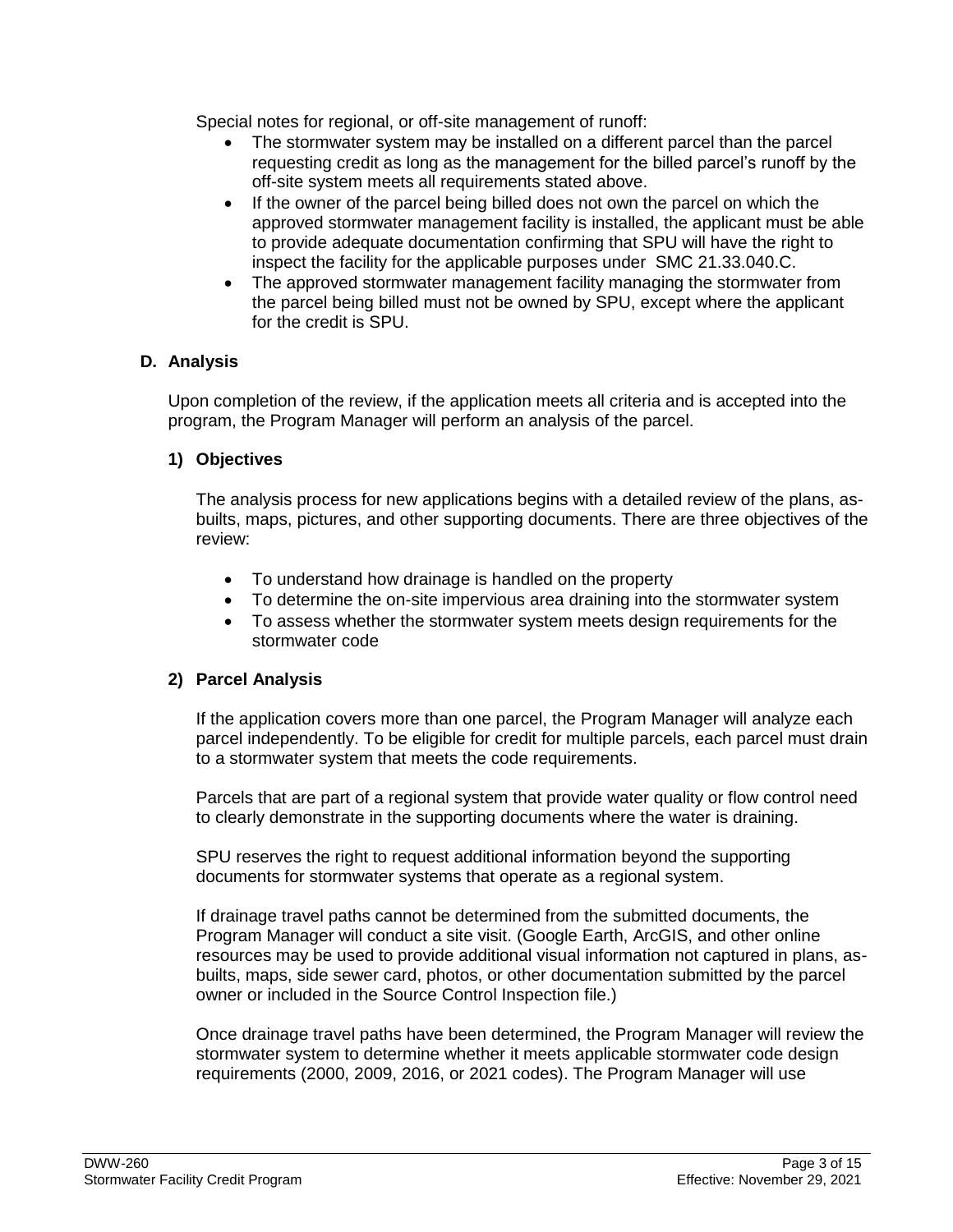Special notes for regional, or off-site management of runoff:

- The stormwater system may be installed on a different parcel than the parcel requesting credit as long as the management for the billed parcel's runoff by the off-site system meets all requirements stated above.
- If the owner of the parcel being billed does not own the parcel on which the approved stormwater management facility is installed, the applicant must be able to provide adequate documentation confirming that SPU will have the right to inspect the facility for the applicable purposes under SMC 21.33.040.C.
- The approved stormwater management facility managing the stormwater from the parcel being billed must not be owned by SPU, except where the applicant for the credit is SPU.

### D. Analysis

Upon completion of the review, if the application meets all criteria and is accepted into the program, the Program Manager will perform an analysis of the parcel.

#### 1) Objectives

The analysis process for new applications begins with a detailed review of the plans, as-builts, maps, pictures, and other supporting documents. There are three objectives of the review:

- To understand how drainage is handled on the property
- To determine the on-site impervious area draining into the stormwater system
- To assess whether the stormwater system meets design requirements for the stormwater code

#### 2) Parcel Analysis

If the application covers more than one parcel, the Program Manager will analyze each parcel independently. To be eligible for credit for multiple parcels, each parcel must drain to a stormwater system that meets the code requirements.

Parcels that are part of a regional system that provide water quality or flow control need to clearly demonstrate in the supporting documents where the water is draining.

SPU reserves the right to request additional information beyond the supporting documents for stormwater systems that operate as a regional system.

If drainage travel paths cannot be determined from the submitted documents, the Program Manager will conduct a site visit. (Google Earth, ArcGIS, and other online resources may be used to provide additional visual information not captured in plans, as-builts, maps, side sewer card, photos, or other documentation submitted by the parcel owner or included in the Source Control Inspection file.)

Once drainage travel paths have been determined, the Program Manager will review the stormwater system to determine whether it meets applicable stormwater code design requirements (2000, 2009, 2016, or 2021 codes). The Program Manager will use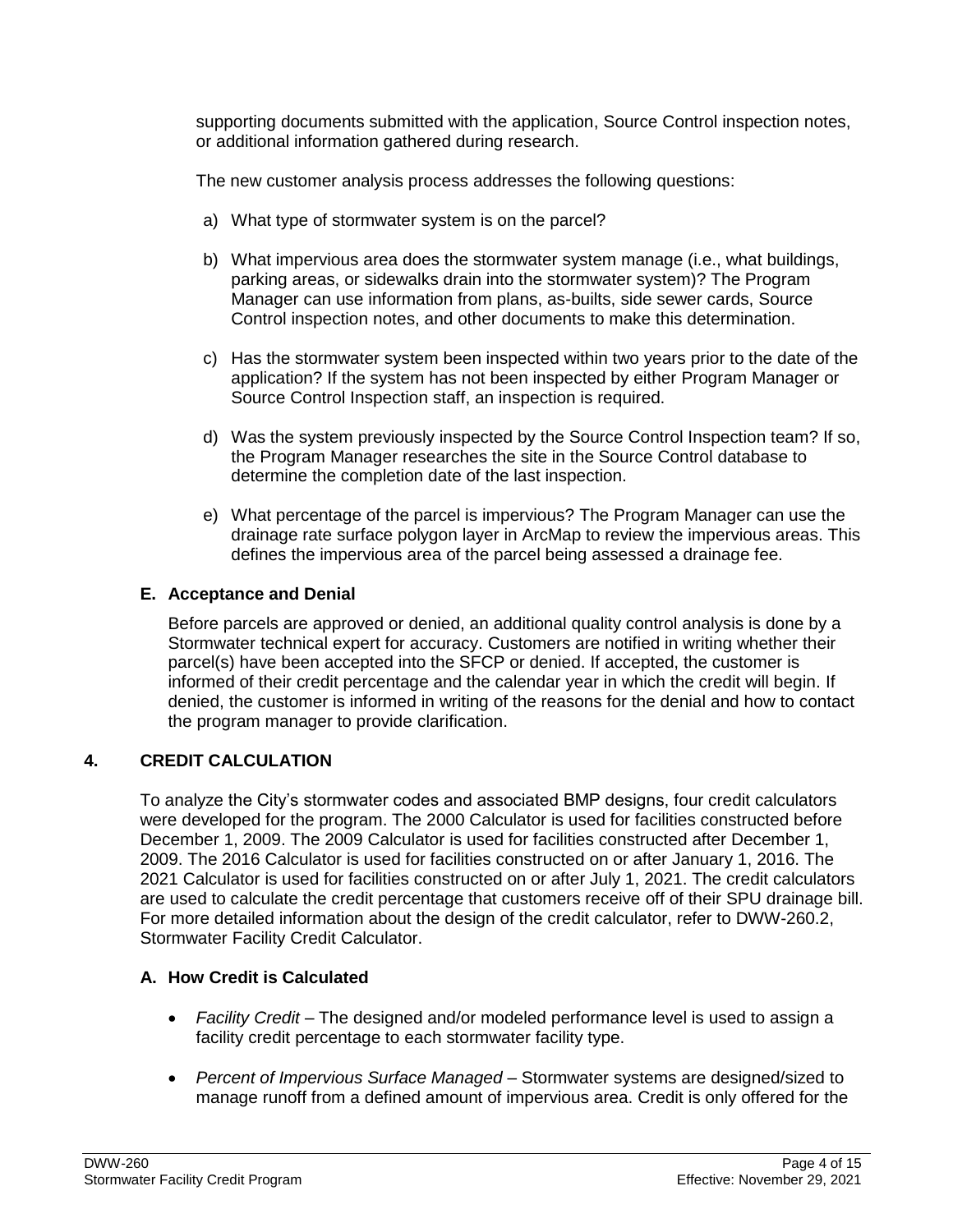supporting documents submitted with the application, Source Control inspection notes, or additional information gathered during research.

The new customer analysis process addresses the following questions:

a) What type of stormwater system is on the parcel?

b) What impervious area does the stormwater system manage (i.e., what buildings, parking areas, or sidewalks drain into the stormwater system)? The Program Manager can use information from plans, as-builts, side sewer cards, Source Control inspection notes, and other documents to make this determination.

c) Has the stormwater system been inspected within two years prior to the date of the application? If the system has not been inspected by either Program Manager or Source Control Inspection staff, an inspection is required.

d) Was the system previously inspected by the Source Control Inspection team? If so, the Program Manager researches the site in the Source Control database to determine the completion date of the last inspection.

e) What percentage of the parcel is impervious? The Program Manager can use the drainage rate surface polygon layer in ArcMap to review the impervious areas. This defines the impervious area of the parcel being assessed a drainage fee.

### E. Acceptance and Denial

Before parcels are approved or denied, an additional quality control analysis is done by a Stormwater technical expert for accuracy. Customers are notified in writing whether their parcel(s) have been accepted into the SFCP or denied. If accepted, the customer is informed of their credit percentage and the calendar year in which the credit will begin. If denied, the customer is informed in writing of the reasons for the denial and how to contact the program manager to provide clarification.

## 4. CREDIT CALCULATION

To analyze the City's stormwater codes and associated BMP designs, four credit calculators were developed for the program. The 2000 Calculator is used for facilities constructed before December 1, 2009. The 2009 Calculator is used for facilities constructed after December 1, 2009. The 2016 Calculator is used for facilities constructed on or after January 1, 2016. The 2021 Calculator is used for facilities constructed on or after July 1, 2021. The credit calculators are used to calculate the credit percentage that customers receive off of their SPU drainage bill. For more detailed information about the design of the credit calculator, refer to DWW-260.2, Stormwater Facility Credit Calculator.

### A. How Credit is Calculated

- *Facility Credit* – The designed and/or modeled performance level is used to assign a facility credit percentage to each stormwater facility type.
- *Percent of Impervious Surface Managed* – Stormwater systems are designed/sized to manage runoff from a defined amount of impervious area. Credit is only offered for the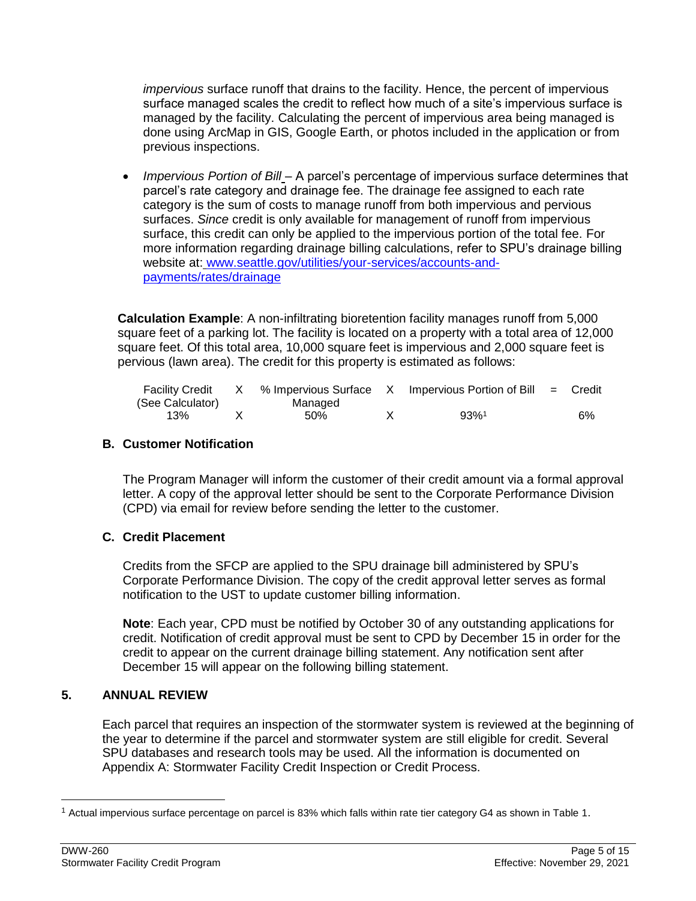*impervious* surface runoff that drains to the facility. Hence, the percent of impervious surface managed scales the credit to reflect how much of a site's impervious surface is managed by the facility. Calculating the percent of impervious area being managed is done using ArcMap in GIS, Google Earth, or photos included in the application or from previous inspections.

- *Impervious Portion of Bill* – A parcel's percentage of impervious surface determines that parcel's rate category and drainage fee. The drainage fee assigned to each rate category is the sum of costs to manage runoff from both impervious and pervious surfaces. *Since* credit is only available for management of runoff from impervious surface, this credit can only be applied to the impervious portion of the total fee. For more information regarding drainage billing calculations, refer to SPU's drainage billing website at: [www.seattle.gov/utilities/your-services/accounts-and-payments/rates/drainage](www.seattle.gov/utilities/your-services/accounts-and-payments/rates/drainage)

**Calculation Example**: A non-infiltrating bioretention facility manages runoff from 5,000 square feet of a parking lot. The facility is located on a property with a total area of 12,000 square feet. Of this total area, 10,000 square feet is impervious and 2,000 square feet is pervious (lawn area). The credit for this property is estimated as follows:

| Facility Credit (See Calculator) | X | % Impervious Surface Managed | X | Impervious Portion of Bill | = | Credit |
|---|---|---|---|---|---|---|
| 13% | X | 50% | X | 93%[1] | | 6% |

### B. Customer Notification

The Program Manager will inform the customer of their credit amount via a formal approval letter. A copy of the approval letter should be sent to the Corporate Performance Division (CPD) via email for review before sending the letter to the customer.

### C. Credit Placement

Credits from the SFCP are applied to the SPU drainage bill administered by SPU's Corporate Performance Division. The copy of the credit approval letter serves as formal notification to the UST to update customer billing information.

**Note**: Each year, CPD must be notified by October 30 of any outstanding applications for credit. Notification of credit approval must be sent to CPD by December 15 in order for the credit to appear on the current drainage billing statement. Any notification sent after December 15 will appear on the following billing statement.

## 5. ANNUAL REVIEW

Each parcel that requires an inspection of the stormwater system is reviewed at the beginning of the year to determine if the parcel and stormwater system are still eligible for credit. Several SPU databases and research tools may be used. All the information is documented on Appendix A: Stormwater Facility Credit Inspection or Credit Process.

[1] Actual impervious surface percentage on parcel is 83% which falls within rate tier category G4 as shown in Table 1.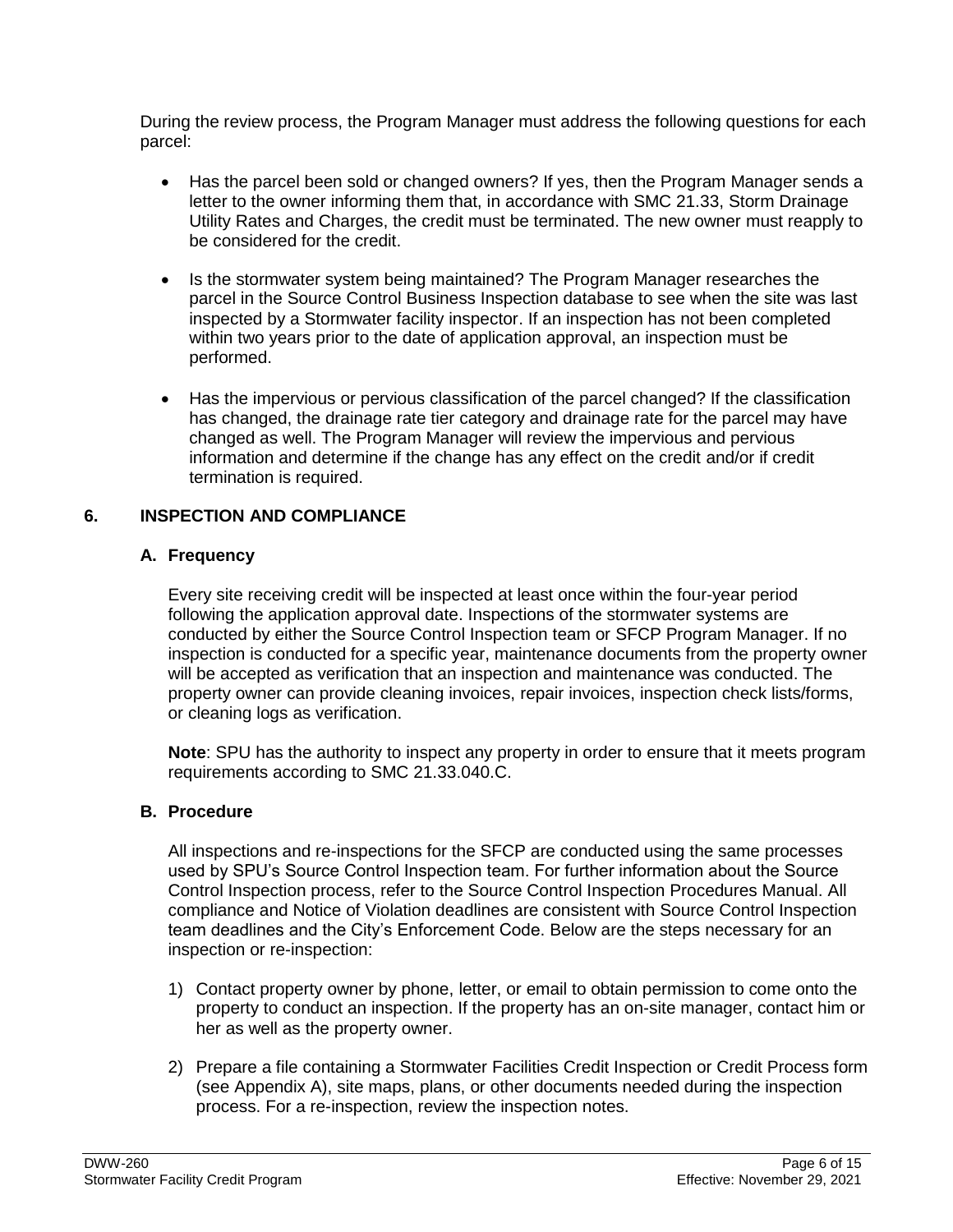During the review process, the Program Manager must address the following questions for each parcel:

- Has the parcel been sold or changed owners? If yes, then the Program Manager sends a letter to the owner informing them that, in accordance with SMC 21.33, Storm Drainage Utility Rates and Charges, the credit must be terminated. The new owner must reapply to be considered for the credit.

- Is the stormwater system being maintained? The Program Manager researches the parcel in the Source Control Business Inspection database to see when the site was last inspected by a Stormwater facility inspector. If an inspection has not been completed within two years prior to the date of application approval, an inspection must be performed.

- Has the impervious or pervious classification of the parcel changed? If the classification has changed, the drainage rate tier category and drainage rate for the parcel may have changed as well. The Program Manager will review the impervious and pervious information and determine if the change has any effect on the credit and/or if credit termination is required.

## 6. INSPECTION AND COMPLIANCE

### A. Frequency

Every site receiving credit will be inspected at least once within the four-year period following the application approval date. Inspections of the stormwater systems are conducted by either the Source Control Inspection team or SFCP Program Manager. If no inspection is conducted for a specific year, maintenance documents from the property owner will be accepted as verification that an inspection and maintenance was conducted. The property owner can provide cleaning invoices, repair invoices, inspection check lists/forms, or cleaning logs as verification.

**Note**: SPU has the authority to inspect any property in order to ensure that it meets program requirements according to SMC 21.33.040.C.

### B. Procedure

All inspections and re-inspections for the SFCP are conducted using the same processes used by SPU's Source Control Inspection team. For further information about the Source Control Inspection process, refer to the Source Control Inspection Procedures Manual. All compliance and Notice of Violation deadlines are consistent with Source Control Inspection team deadlines and the City's Enforcement Code. Below are the steps necessary for an inspection or re-inspection:

1) Contact property owner by phone, letter, or email to obtain permission to come onto the property to conduct an inspection. If the property has an on-site manager, contact him or her as well as the property owner.

2) Prepare a file containing a Stormwater Facilities Credit Inspection or Credit Process form (see Appendix A), site maps, plans, or other documents needed during the inspection process. For a re-inspection, review the inspection notes.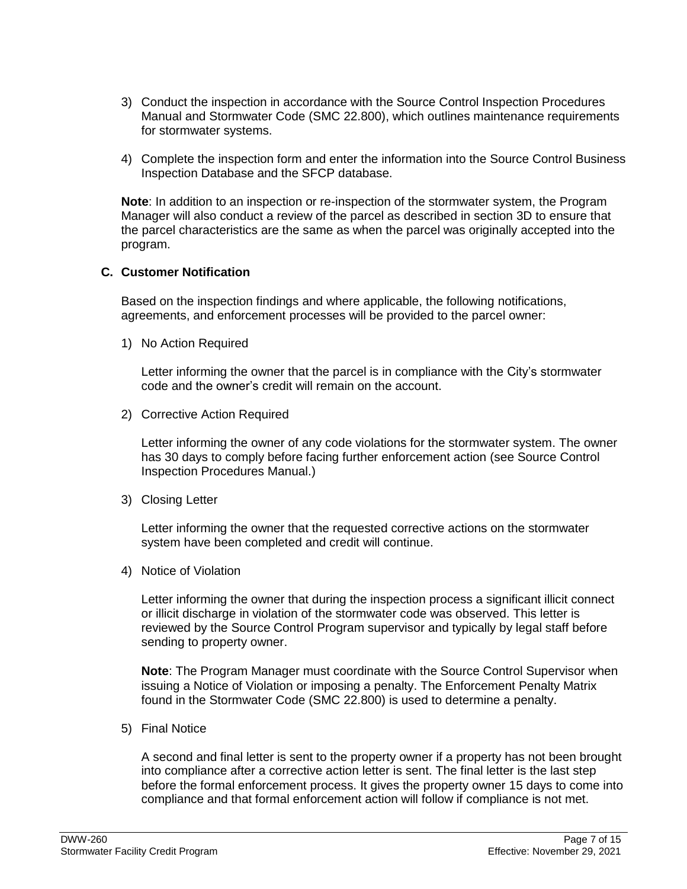3) Conduct the inspection in accordance with the Source Control Inspection Procedures Manual and Stormwater Code (SMC 22.800), which outlines maintenance requirements for stormwater systems.

4) Complete the inspection form and enter the information into the Source Control Business Inspection Database and the SFCP database.

**Note**: In addition to an inspection or re-inspection of the stormwater system, the Program Manager will also conduct a review of the parcel as described in section 3D to ensure that the parcel characteristics are the same as when the parcel was originally accepted into the program.

### C. Customer Notification

Based on the inspection findings and where applicable, the following notifications, agreements, and enforcement processes will be provided to the parcel owner:

1) No Action Required

   Letter informing the owner that the parcel is in compliance with the City's stormwater code and the owner's credit will remain on the account.

2) Corrective Action Required

   Letter informing the owner of any code violations for the stormwater system. The owner has 30 days to comply before facing further enforcement action (see Source Control Inspection Procedures Manual.)

3) Closing Letter

   Letter informing the owner that the requested corrective actions on the stormwater system have been completed and credit will continue.

4) Notice of Violation

   Letter informing the owner that during the inspection process a significant illicit connect or illicit discharge in violation of the stormwater code was observed. This letter is reviewed by the Source Control Program supervisor and typically by legal staff before sending to property owner.

   **Note**: The Program Manager must coordinate with the Source Control Supervisor when issuing a Notice of Violation or imposing a penalty. The Enforcement Penalty Matrix found in the Stormwater Code (SMC 22.800) is used to determine a penalty.

5) Final Notice

   A second and final letter is sent to the property owner if a property has not been brought into compliance after a corrective action letter is sent. The final letter is the last step before the formal enforcement process. It gives the property owner 15 days to come into compliance and that formal enforcement action will follow if compliance is not met.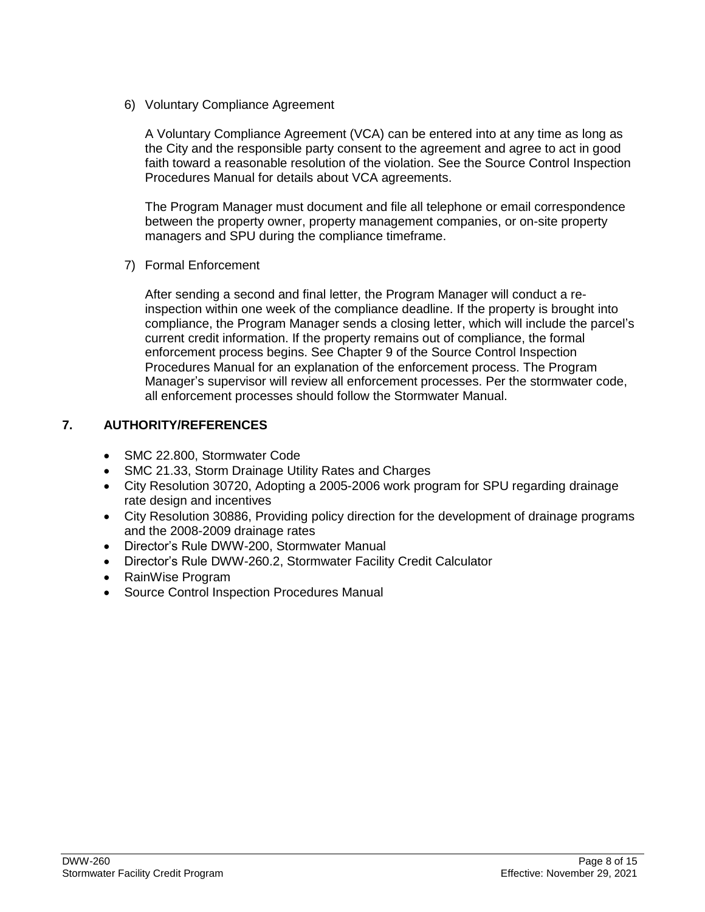6) Voluntary Compliance Agreement

   A Voluntary Compliance Agreement (VCA) can be entered into at any time as long as the City and the responsible party consent to the agreement and agree to act in good faith toward a reasonable resolution of the violation. See the Source Control Inspection Procedures Manual for details about VCA agreements.

   The Program Manager must document and file all telephone or email correspondence between the property owner, property management companies, or on-site property managers and SPU during the compliance timeframe.

7) Formal Enforcement

   After sending a second and final letter, the Program Manager will conduct a re-inspection within one week of the compliance deadline. If the property is brought into compliance, the Program Manager sends a closing letter, which will include the parcel's current credit information. If the property remains out of compliance, the formal enforcement process begins. See Chapter 9 of the Source Control Inspection Procedures Manual for an explanation of the enforcement process. The Program Manager's supervisor will review all enforcement processes. Per the stormwater code, all enforcement processes should follow the Stormwater Manual.

## 7. AUTHORITY/REFERENCES

- SMC 22.800, Stormwater Code
- SMC 21.33, Storm Drainage Utility Rates and Charges
- City Resolution 30720, Adopting a 2005-2006 work program for SPU regarding drainage rate design and incentives
- City Resolution 30886, Providing policy direction for the development of drainage programs and the 2008-2009 drainage rates
- Director's Rule DWW-200, Stormwater Manual
- Director's Rule DWW-260.2, Stormwater Facility Credit Calculator
- RainWise Program
- Source Control Inspection Procedures Manual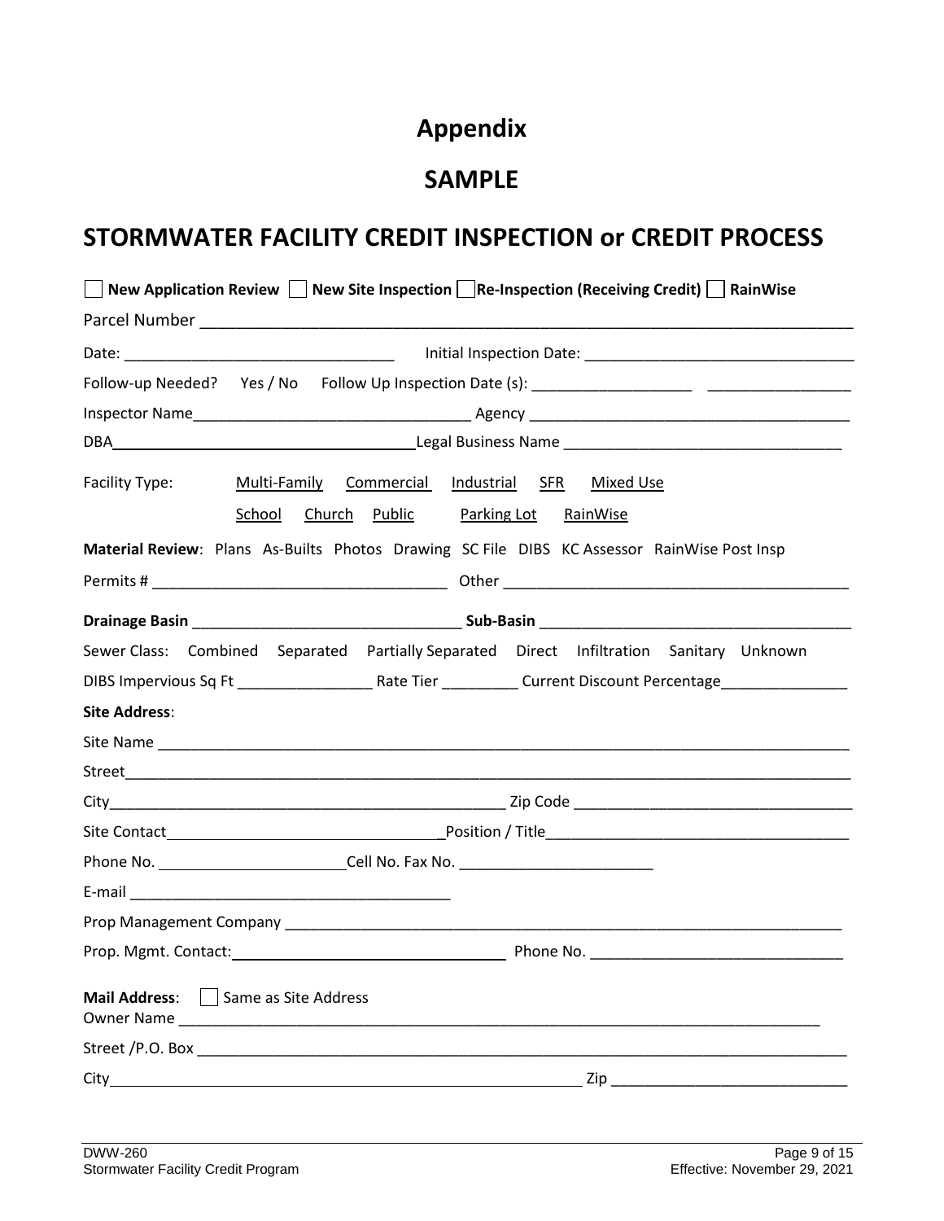# Appendix

## SAMPLE

# STORMWATER FACILITY CREDIT INSPECTION or CREDIT PROCESS

☐ **New Application Review** ☐ **New Site Inspection** ☐ **Re-Inspection (Receiving Credit)** ☐ **RainWise**

Parcel Number ____________________________________________________________________________

Date: ________________________________ Initial Inspection Date: ________________________________

Follow-up Needed? Yes / No Follow Up Inspection Date (s): ___________________ _________________

Inspector Name________________________________ Agency ______________________________________

DBA____________________________________Legal Business Name _________________________________

Facility Type: Multi-Family Commercial Industrial SFR Mixed Use

School Church Public Parking Lot RainWise

**Material Review**: Plans As-Builts Photos Drawing SC File DIBS KC Assessor RainWise Post Insp

Permits # ___________________________________ Other __________________________________________

**Drainage Basin** _________________________________ **Sub-Basin** _____________________________________

Sewer Class: Combined Separated Partially Separated Direct Infiltration Sanitary Unknown

DIBS Impervious Sq Ft ________________ Rate Tier _________ Current Discount Percentage_______________

**Site Address**:

Site Name _________________________________________________________________________________

Street____________________________________________________________________________________

City_______________________________________________ Zip Code _________________________________

Site Contact________________________________Position / Title___________________________________

Phone No. ______________________Cell No. Fax No. _______________________

E-mail ______________________________________

Prop Management Company ___________________________________________________________________

Prop. Mgmt. Contact:________________________________ Phone No. ______________________________

**Mail Address**: ☐ Same as Site Address

Owner Name ________________________________________________________________________________

Street /P.O. Box ____________________________________________________________________________

City_______________________________________________________ Zip ____________________________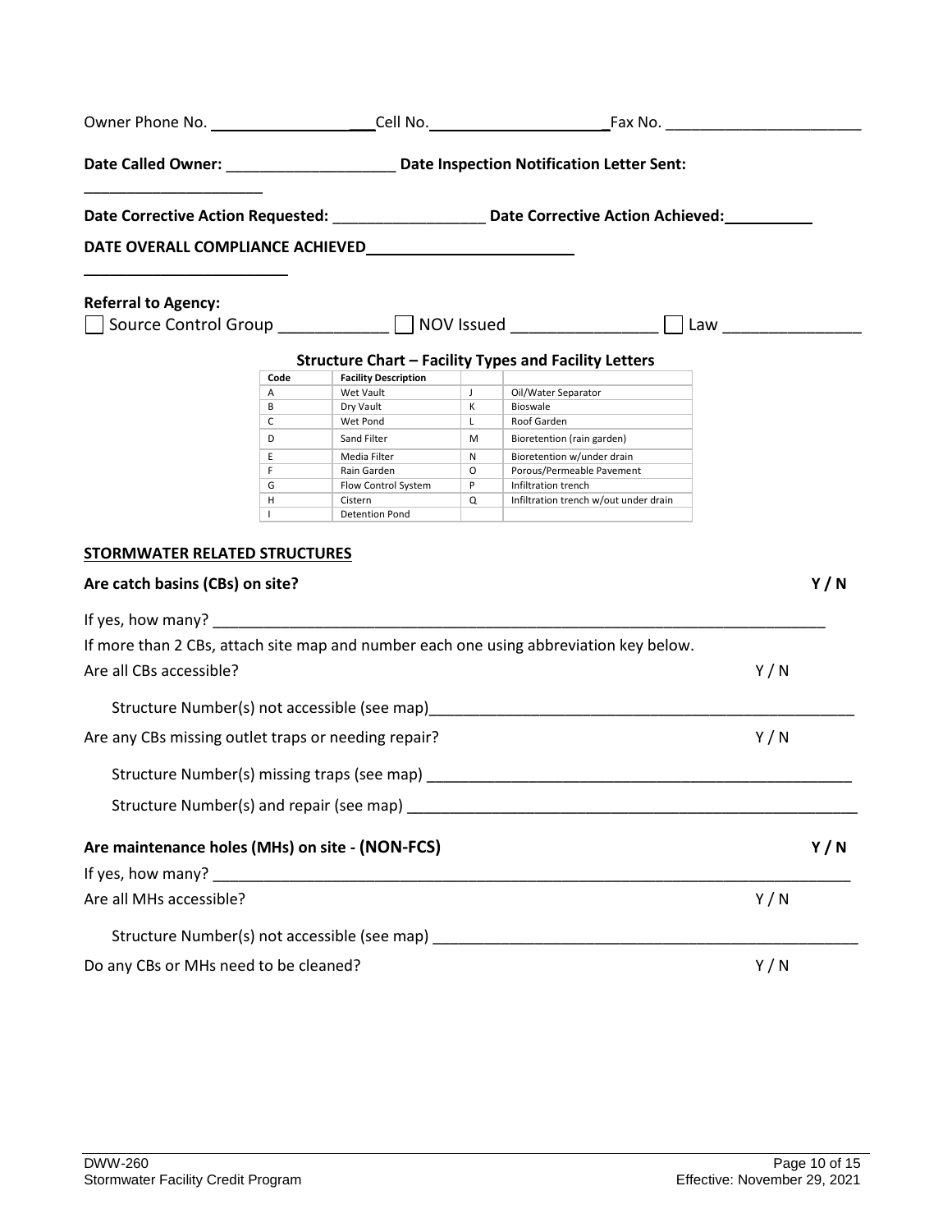Owner Phone No. ______________________Cell No.________________________Fax No. ______________________

**Date Called Owner:** ___________________ **Date Inspection Notification Letter Sent:** ____________________

**Date Corrective Action Requested:** _________________ **Date Corrective Action Achieved:**__________

**DATE OVERALL COMPLIANCE ACHIEVED**________________________________________

**Referral to Agency:**

☐ Source Control Group ____________ ☐ NOV Issued _______________ ☐ Law _______________

**Structure Chart – Facility Types and Facility Letters**

| Code | Facility Description | | |
|---|---|---|---|
| A | Wet Vault | J | Oil/Water Separator |
| B | Dry Vault | K | Bioswale |
| C | Wet Pond | L | Roof Garden |
| D | Sand Filter | M | Bioretention (rain garden) |
| E | Media Filter | N | Bioretention w/under drain |
| F | Rain Garden | O | Porous/Permeable Pavement |
| G | Flow Control System | P | Infiltration trench |
| H | Cistern | Q | Infiltration trench w/out under drain |
| I | Detention Pond | | |

**STORMWATER RELATED STRUCTURES**

**Are catch basins (CBs) on site?** **Y / N**

If yes, how many? ____________________________________________________________

If more than 2 CBs, attach site map and number each one using abbreviation key below.

Are all CBs accessible? Y / N

Structure Number(s) not accessible (see map)________________________________________

Are any CBs missing outlet traps or needing repair? Y / N

Structure Number(s) missing traps (see map) ________________________________________

Structure Number(s) and repair (see map) __________________________________________

**Are maintenance holes (MHs) on site - (NON-FCS)** **Y / N**

If yes, how many? ____________________________________________________________

Are all MHs accessible? Y / N

Structure Number(s) not accessible (see map) ________________________________________

Do any CBs or MHs need to be cleaned? Y / N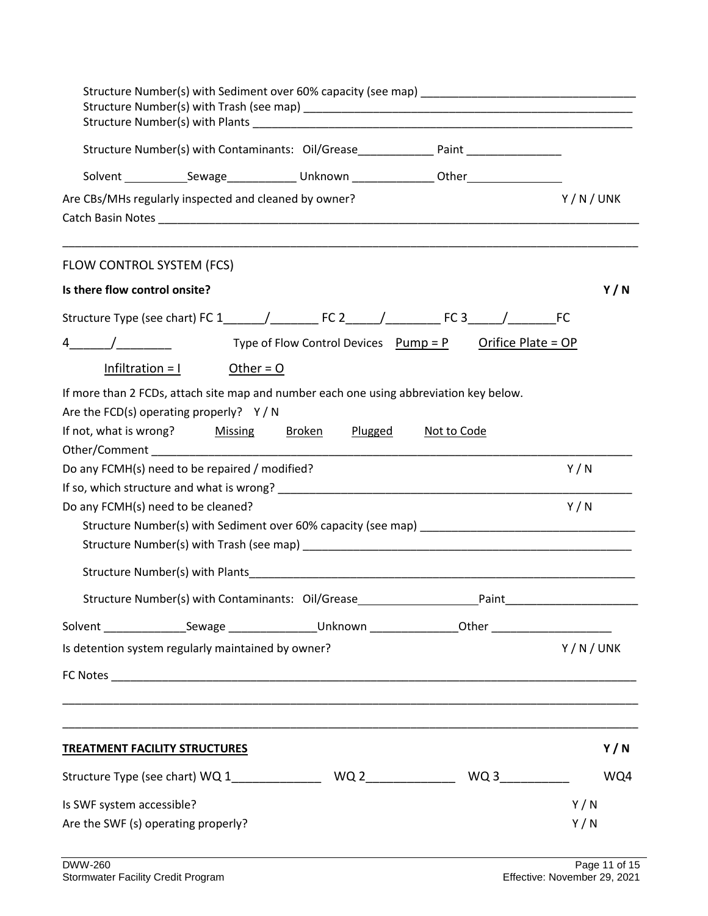Structure Number(s) with Sediment over 60% capacity (see map) ________________________________
Structure Number(s) with Trash (see map) ____________________________________________________
Structure Number(s) with Plants ________________________________________________________

Structure Number(s) with Contaminants: Oil/Grease____________ Paint _______________

Solvent __________Sewage___________ Unknown _____________ Other_______________

Are CBs/MHs regularly inspected and cleaned by owner? Y / N / UNK

Catch Basin Notes ________________________________________________________________________

_____________________________________________________________________________________

FLOW CONTROL SYSTEM (FCS)

**Is there flow control onsite?** **Y / N**

Structure Type (see chart) FC 1______/_______ FC 2_____/________ FC 3_____/_______FC 4______/________

Type of Flow Control Devices <u>Pump = P</u> <u>Orifice Plate = OP</u> <u>Infiltration = I</u> <u>Other = O</u>

If more than 2 FCDs, attach site map and number each one using abbreviation key below.

Are the FCD(s) operating properly? Y / N

If not, what is wrong? <u>Missing</u> <u>Broken</u> <u>Plugged</u> <u>Not to Code</u>

Other/Comment ____________________________________________________________________________

Do any FCMH(s) need to be repaired / modified? Y / N

If so, which structure and what is wrong? _____________________________________________________

Do any FCMH(s) need to be cleaned? Y / N

Structure Number(s) with Sediment over 60% capacity (see map) ________________________________

Structure Number(s) with Trash (see map) ____________________________________________________

Structure Number(s) with Plants________________________________________________________

Structure Number(s) with Contaminants: Oil/Grease__________________Paint____________________

Solvent _____________Sewage ______________Unknown ______________Other ___________________

Is detention system regularly maintained by owner? Y / N / UNK

FC Notes _______________________________________________________________________________

_____________________________________________________________________________________

_____________________________________________________________________________________

**<u>TREATMENT FACILITY STRUCTURES</u>** **Y / N**

Structure Type (see chart) WQ 1_____________ WQ 2_____________ WQ 3__________ WQ4

Is SWF system accessible? Y / N

Are the SWF (s) operating properly? Y / N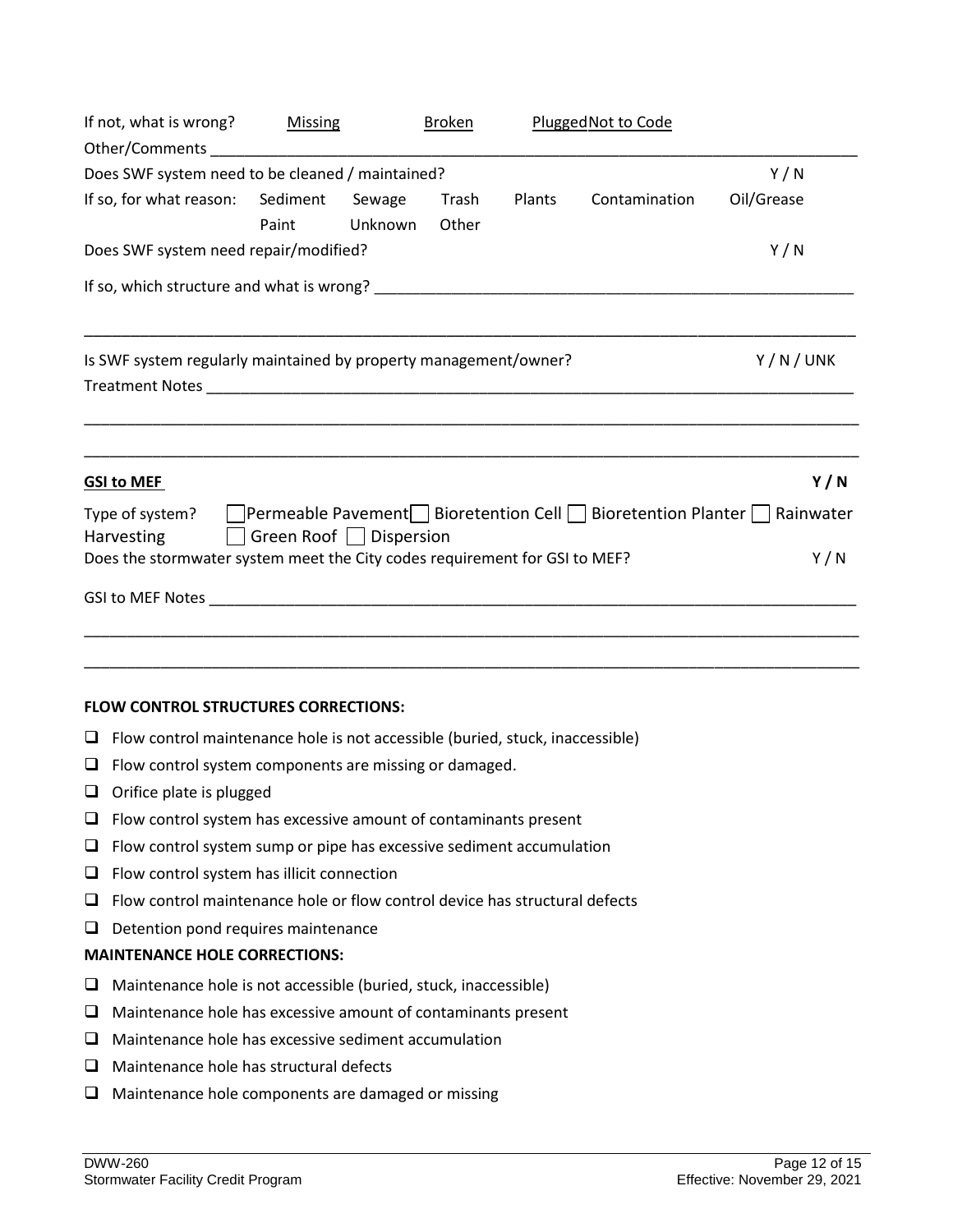If not, what is wrong? Missing Broken Plugged Not to Code

Other/Comments ______________________________________________________________________________

Does SWF system need to be cleaned / maintained? Y / N

If so, for what reason: Sediment Sewage Trash Plants Contamination Oil/Grease Paint Unknown Other

Does SWF system need repair/modified? Y / N

If so, which structure and what is wrong? _________________________________________________________

______________________________________________________________________________________________

Is SWF system regularly maintained by property management/owner? Y / N / UNK

Treatment Notes _______________________________________________________________________________

______________________________________________________________________________________________

______________________________________________________________________________________________

**GSI to MEF** **Y / N**

Type of system? ☐ Permeable Pavement ☐ Bioretention Cell ☐ Bioretention Planter ☐ Rainwater Harvesting ☐ Green Roof ☐ Dispersion

Does the stormwater system meet the City codes requirement for GSI to MEF? Y / N

GSI to MEF Notes _____________________________________________________________________________

______________________________________________________________________________________________

______________________________________________________________________________________________

**FLOW CONTROL STRUCTURES CORRECTIONS:**

- ☐ Flow control maintenance hole is not accessible (buried, stuck, inaccessible)
- ☐ Flow control system components are missing or damaged.
- ☐ Orifice plate is plugged
- ☐ Flow control system has excessive amount of contaminants present
- ☐ Flow control system sump or pipe has excessive sediment accumulation
- ☐ Flow control system has illicit connection
- ☐ Flow control maintenance hole or flow control device has structural defects
- ☐ Detention pond requires maintenance

**MAINTENANCE HOLE CORRECTIONS:**

- ☐ Maintenance hole is not accessible (buried, stuck, inaccessible)
- ☐ Maintenance hole has excessive amount of contaminants present
- ☐ Maintenance hole has excessive sediment accumulation
- ☐ Maintenance hole has structural defects
- ☐ Maintenance hole components are damaged or missing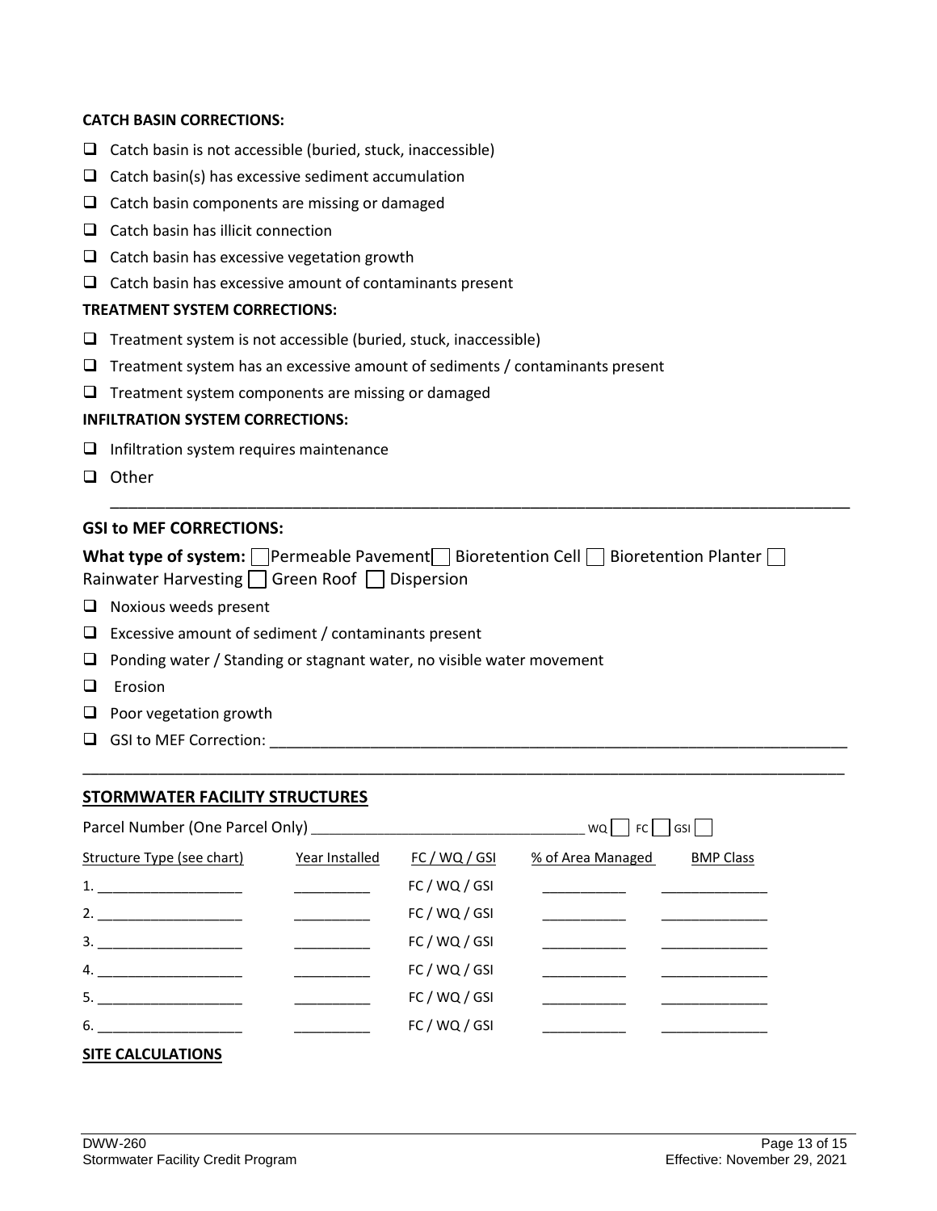**CATCH BASIN CORRECTIONS:**

- ❑ Catch basin is not accessible (buried, stuck, inaccessible)
- ❑ Catch basin(s) has excessive sediment accumulation
- ❑ Catch basin components are missing or damaged
- ❑ Catch basin has illicit connection
- ❑ Catch basin has excessive vegetation growth
- ❑ Catch basin has excessive amount of contaminants present

**TREATMENT SYSTEM CORRECTIONS:**

- ❑ Treatment system is not accessible (buried, stuck, inaccessible)
- ❑ Treatment system has an excessive amount of sediments / contaminants present
- ❑ Treatment system components are missing or damaged

**INFILTRATION SYSTEM CORRECTIONS:**

- ❑ Infiltration system requires maintenance
- ❑ Other

_______________________________________________________________________________________

**GSI to MEF CORRECTIONS:**

**What type of system:** ☐ Permeable Pavement ☐ Bioretention Cell ☐ Bioretention Planter ☐ Rainwater Harvesting ☐ Green Roof ☐ Dispersion

- ❑ Noxious weeds present
- ❑ Excessive amount of sediment / contaminants present
- ❑ Ponding water / Standing or stagnant water, no visible water movement
- ❑ Erosion
- ❑ Poor vegetation growth
- ❑ GSI to MEF Correction: ______________________________________________________________________

_______________________________________________________________________________________

## STORMWATER FACILITY STRUCTURES

Parcel Number (One Parcel Only) _________________________________ WQ ☐ FC ☐ GSI ☐

| Structure Type (see chart) | Year Installed | FC / WQ / GSI | % of Area Managed | BMP Class |
|---|---|---|---|---|
| 1. ___________________ | __________ | FC / WQ / GSI | ___________ | ______________ |
| 2. ___________________ | __________ | FC / WQ / GSI | ___________ | ______________ |
| 3. ___________________ | __________ | FC / WQ / GSI | ___________ | ______________ |
| 4. ___________________ | __________ | FC / WQ / GSI | ___________ | ______________ |
| 5. ___________________ | __________ | FC / WQ / GSI | ___________ | ______________ |
| 6. ___________________ | __________ | FC / WQ / GSI | ___________ | ______________ |

## SITE CALCULATIONS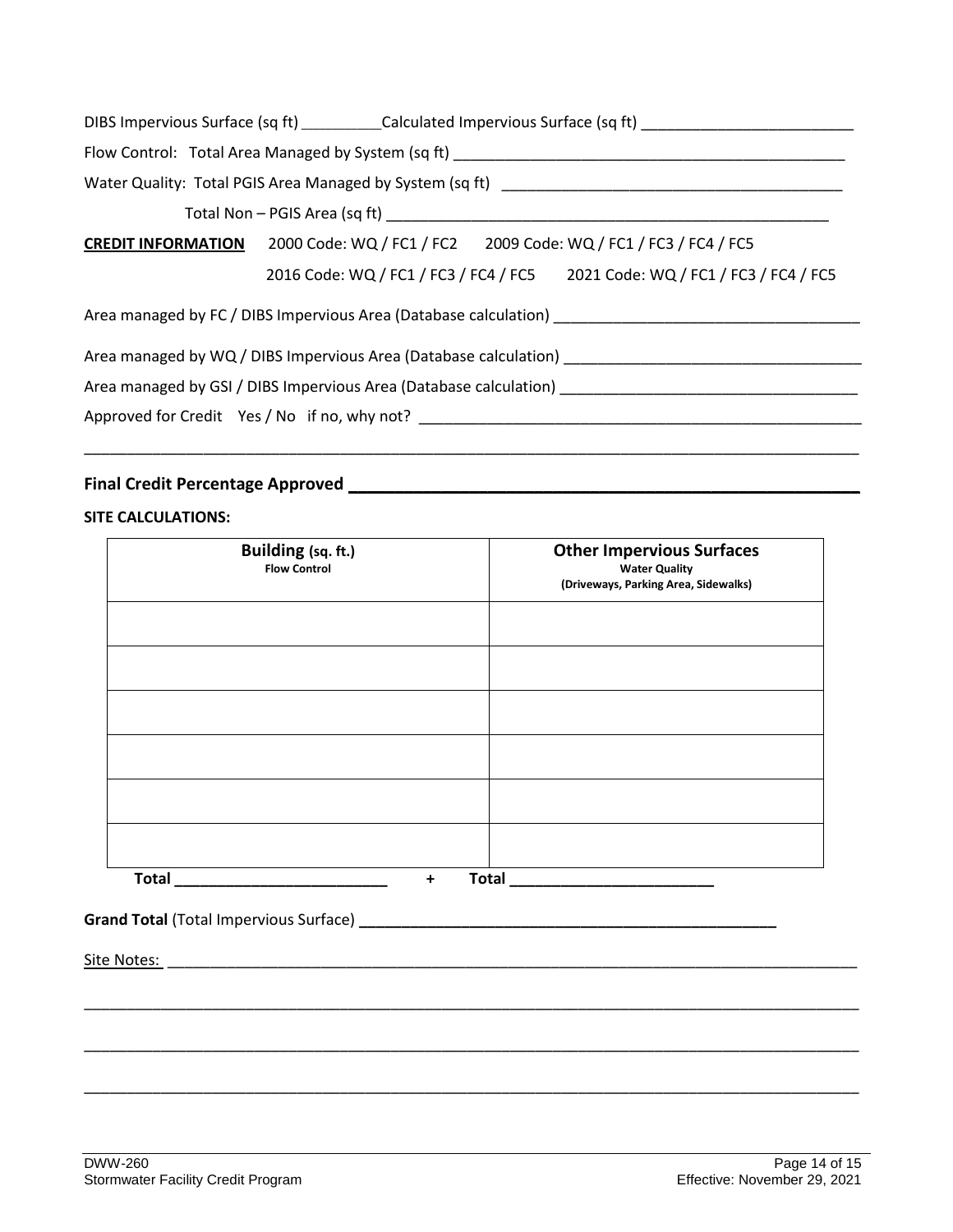DIBS Impervious Surface (sq ft) __________ Calculated Impervious Surface (sq ft) __________________________

Flow Control: Total Area Managed by System (sq ft) ________________________________________________

Water Quality: Total PGIS Area Managed by System (sq ft) __________________________________________

Total Non – PGIS Area (sq ft) ________________________________________________________

**CREDIT INFORMATION** 2000 Code: WQ / FC1 / FC2 2009 Code: WQ / FC1 / FC3 / FC4 / FC5

2016 Code: WQ / FC1 / FC3 / FC4 / FC5 2021 Code: WQ / FC1 / FC3 / FC4 / FC5

Area managed by FC / DIBS Impervious Area (Database calculation) ____________________________________

Area managed by WQ / DIBS Impervious Area (Database calculation) ___________________________________

Area managed by GSI / DIBS Impervious Area (Database calculation) ___________________________________

Approved for Credit Yes / No if no, why not? ______________________________________________________

_______________________________________________________________________________________________

**Final Credit Percentage Approved ________________________________________________________**

**SITE CALCULATIONS:**

| **Building** (sq. ft.) **Flow Control** | **Other Impervious Surfaces** **Water Quality** **(Driveways, Parking Area, Sidewalks)** |
|---|---|
| | |
| | |
| | |
| | |
| | |
| | |

**Total** __________________________ + **Total** ________________________

**Grand Total** (Total Impervious Surface) **__________________________________________________**

Site Notes: _____________________________________________________________________________________

_______________________________________________________________________________________________

_______________________________________________________________________________________________

_______________________________________________________________________________________________